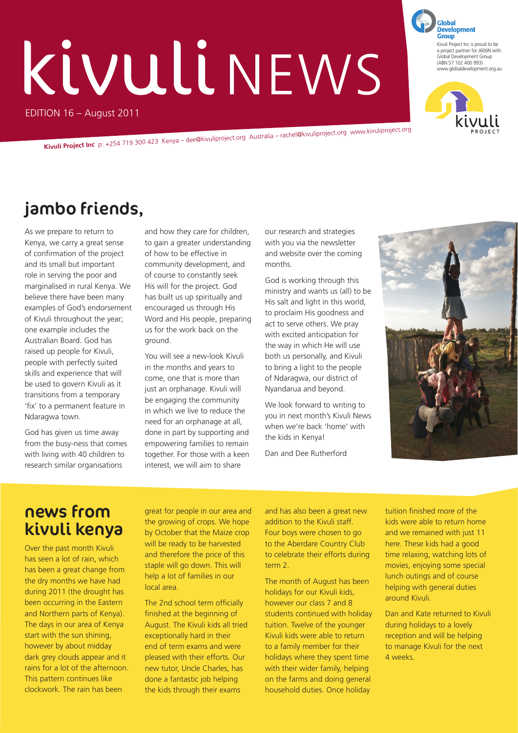# kivuli NEWS

EDITION 16 – August 2011

Global Development Group

Kivuli Project Inc is proud to be a project partner for J606N with Global Development Group (ABN 57 102 400 993) www.globaldevelopment.org.au

kivuli PROJECT

**Kivuli Project Inc** p: +254 719 300 423 Kenya – dee@kivuliproject.org Australia – rachel@kivuliproject.org www.kivuliproject.org

## jambo friends,

As we prepare to return to Kenya, we carry a great sense of confirmation of the project and its small but important role in serving the poor and marginalised in rural Kenya. We believe there have been many examples of God's endorsement of Kivuli throughout the year; one example includes the Australian Board. God has raised up people for Kivuli, people with perfectly suited skills and experience that will be used to govern Kivuli as it transitions from a temporary 'fix' to a permanent feature in Ndaragwa town.

God has given us time away from the busy-ness that comes with living with 40 children to research similar organisations and how they care for children, to gain a greater understanding of how to be effective in community development, and of course to constantly seek His will for the project. God has built us up spiritually and encouraged us through His Word and His people, preparing us for the work back on the ground.

You will see a new-look Kivuli in the months and years to come, one that is more than just an orphanage. Kivuli will be engaging the community in which we live to reduce the need for an orphanage at all, done in part by supporting and empowering families to remain together. For those with a keen interest, we will aim to share our research and strategies with you via the newsletter and website over the coming months.

God is working through this ministry and wants us (all) to be His salt and light in this world, to proclaim His goodness and act to serve others. We pray with excited anticipation for the way in which He will use both us personally, and Kivuli to bring a light to the people of Ndaragwa, our district of Nyandarua and beyond.

We look forward to writing to you in next month's Kivuli News when we're back 'home' with the kids in Kenya!

Dan and Dee Rutherford

## news from kivuli kenya

Over the past month Kivuli has seen a lot of rain, which has been a great change from the dry months we have had during 2011 (the drought has been occurring in the Eastern and Northern parts of Kenya). The days in our area of Kenya start with the sun shining, however by about midday dark grey clouds appear and it rains for a lot of the afternoon. This pattern continues like clockwork. The rain has been great for people in our area and the growing of crops. We hope by October that the Maize crop will be ready to be harvested and therefore the price of this staple will go down. This will help a lot of families in our local area.

The 2nd school term officially finished at the beginning of August. The Kivuli kids all tried exceptionally hard in their end of term exams and were pleased with their efforts. Our new tutor, Uncle Charles, has done a fantastic job helping the kids through their exams and has also been a great new addition to the Kivuli staff. Four boys were chosen to go to the Aberdare Country Club to celebrate their efforts during term 2.

The month of August has been holidays for our Kivuli kids, however our class 7 and 8 students continued with holiday tuition. Twelve of the younger Kivuli kids were able to return to a family member for their holidays where they spent time with their wider family, helping on the farms and doing general household duties. Once holiday tuition finished more of the kids were able to return home and we remained with just 11 here. These kids had a good time relaxing, watching lots of movies, enjoying some special lunch outings and of course helping with general duties around Kivuli.

Dan and Kate returned to Kivuli during holidays to a lovely reception and will be helping to manage Kivuli for the next 4 weeks.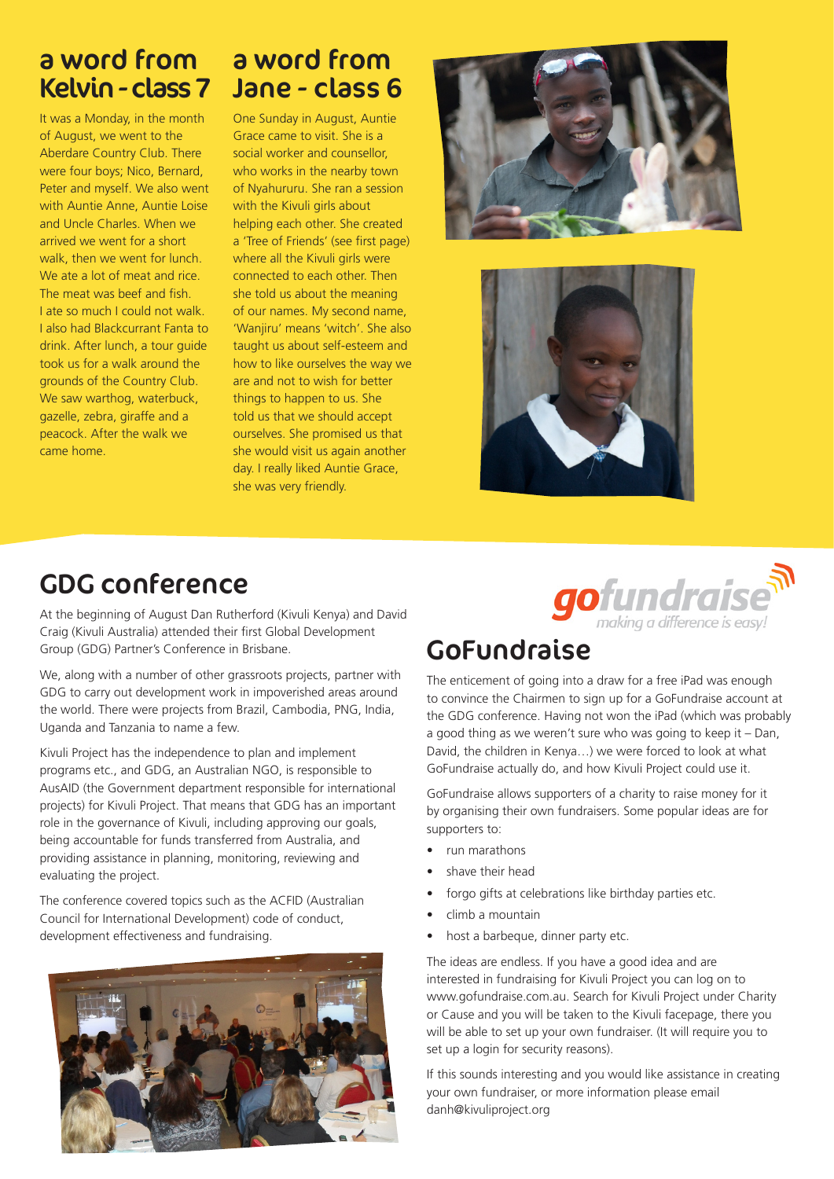## a word from Kelvin - class 7

It was a Monday, in the month of August, we went to the Aberdare Country Club. There were four boys; Nico, Bernard, Peter and myself. We also went with Auntie Anne, Auntie Loise and Uncle Charles. When we arrived we went for a short walk, then we went for lunch. We ate a lot of meat and rice. The meat was beef and fish. I ate so much I could not walk. I also had Blackcurrant Fanta to drink. After lunch, a tour guide took us for a walk around the grounds of the Country Club. We saw warthog, waterbuck, gazelle, zebra, giraffe and a peacock. After the walk we came home.

## a word from Jane - class 6

One Sunday in August, Auntie Grace came to visit. She is a social worker and counsellor, who works in the nearby town of Nyahururu. She ran a session with the Kivuli girls about helping each other. She created a 'Tree of Friends' (see first page) where all the Kivuli girls were connected to each other. Then she told us about the meaning of our names. My second name, 'Wanjiru' means 'witch'. She also taught us about self-esteem and how to like ourselves the way we are and not to wish for better things to happen to us. She told us that we should accept ourselves. She promised us that she would visit us again another day. I really liked Auntie Grace, she was very friendly.

## GDG conference

At the beginning of August Dan Rutherford (Kivuli Kenya) and David Craig (Kivuli Australia) attended their first Global Development Group (GDG) Partner's Conference in Brisbane.

We, along with a number of other grassroots projects, partner with GDG to carry out development work in impoverished areas around the world. There were projects from Brazil, Cambodia, PNG, India, Uganda and Tanzania to name a few.

Kivuli Project has the independence to plan and implement programs etc., and GDG, an Australian NGO, is responsible to AusAID (the Government department responsible for international projects) for Kivuli Project. That means that GDG has an important role in the governance of Kivuli, including approving our goals, being accountable for funds transferred from Australia, and providing assistance in planning, monitoring, reviewing and evaluating the project.

The conference covered topics such as the ACFID (Australian Council for International Development) code of conduct, development effectiveness and fundraising.

gofundraise
*making a difference is easy!*

## GoFundraise

The enticement of going into a draw for a free iPad was enough to convince the Chairmen to sign up for a GoFundraise account at the GDG conference. Having not won the iPad (which was probably a good thing as we weren't sure who was going to keep it – Dan, David, the children in Kenya…) we were forced to look at what GoFundraise actually do, and how Kivuli Project could use it.

GoFundraise allows supporters of a charity to raise money for it by organising their own fundraisers. Some popular ideas are for supporters to:

- run marathons
- shave their head
- forgo gifts at celebrations like birthday parties etc.
- climb a mountain
- host a barbeque, dinner party etc.

The ideas are endless. If you have a good idea and are interested in fundraising for Kivuli Project you can log on to www.gofundraise.com.au. Search for Kivuli Project under Charity or Cause and you will be taken to the Kivuli facepage, there you will be able to set up your own fundraiser. (It will require you to set up a login for security reasons).

If this sounds interesting and you would like assistance in creating your own fundraiser, or more information please email danh@kivuliproject.org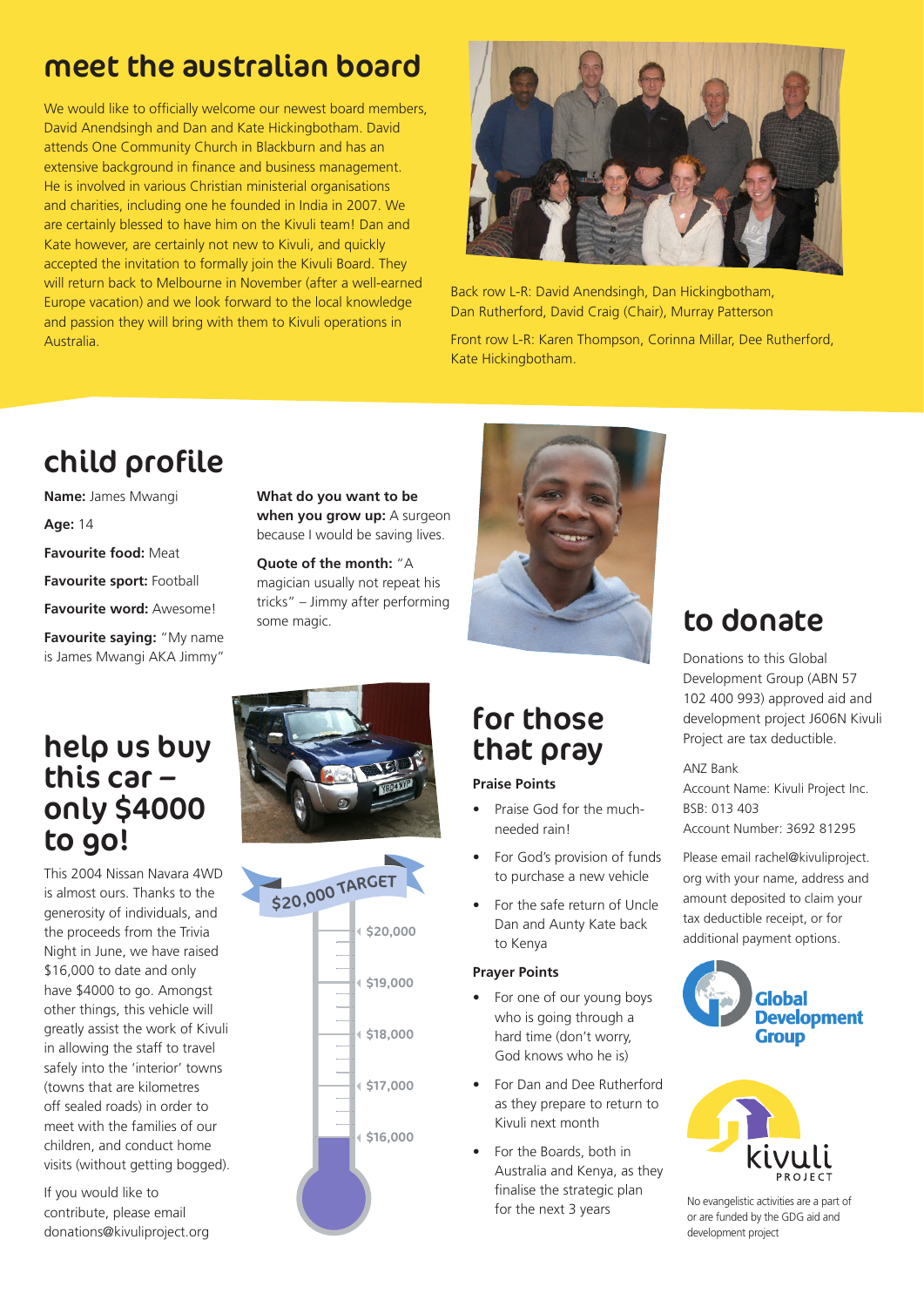## meet the australian board

We would like to officially welcome our newest board members, David Anendsingh and Dan and Kate Hickingbotham. David attends One Community Church in Blackburn and has an extensive background in finance and business management. He is involved in various Christian ministerial organisations and charities, including one he founded in India in 2007. We are certainly blessed to have him on the Kivuli team! Dan and Kate however, are certainly not new to Kivuli, and quickly accepted the invitation to formally join the Kivuli Board. They will return back to Melbourne in November (after a well-earned Europe vacation) and we look forward to the local knowledge and passion they will bring with them to Kivuli operations in Australia.

Back row L-R: David Anendsingh, Dan Hickingbotham, Dan Rutherford, David Craig (Chair), Murray Patterson

Front row L-R: Karen Thompson, Corinna Millar, Dee Rutherford, Kate Hickingbotham.

## child profile

**Name:** James Mwangi

**Age:** 14

**Favourite food:** Meat

**Favourite sport:** Football

**Favourite word:** Awesome!

**Favourite saying:** "My name is James Mwangi AKA Jimmy"

**What do you want to be when you grow up:** A surgeon because I would be saving lives.

**Quote of the month:** "A magician usually not repeat his tricks" – Jimmy after performing some magic.

## help us buy this car – only $4000 to go!

This 2004 Nissan Navara 4WD is almost ours. Thanks to the generosity of individuals, and the proceeds from the Trivia Night in June, we have raised $16,000 to date and only have $4000 to go. Amongst other things, this vehicle will greatly assist the work of Kivuli in allowing the staff to travel safely into the 'interior' towns (towns that are kilometres off sealed roads) in order to meet with the families of our children, and conduct home visits (without getting bogged).

If you would like to contribute, please email donations@kivuliproject.org

$20,000 TARGET

$20,000

$19,000

$18,000

$17,000

$16,000

## for those that pray

**Praise Points**

- Praise God for the much-needed rain!
- For God's provision of funds to purchase a new vehicle
- For the safe return of Uncle Dan and Aunty Kate back to Kenya

**Prayer Points**

- For one of our young boys who is going through a hard time (don't worry, God knows who he is)
- For Dan and Dee Rutherford as they prepare to return to Kivuli next month
- For the Boards, both in Australia and Kenya, as they finalise the strategic plan for the next 3 years

## to donate

Donations to this Global Development Group (ABN 57 102 400 993) approved aid and development project J606N Kivuli Project are tax deductible.

ANZ Bank
Account Name: Kivuli Project Inc.
BSB: 013 403
Account Number: 3692 81295

Please email rachel@kivuliproject.org with your name, address and amount deposited to claim your tax deductible receipt, or for additional payment options.

Global Development Group

kivuli PROJECT

No evangelistic activities are a part of or are funded by the GDG aid and development project